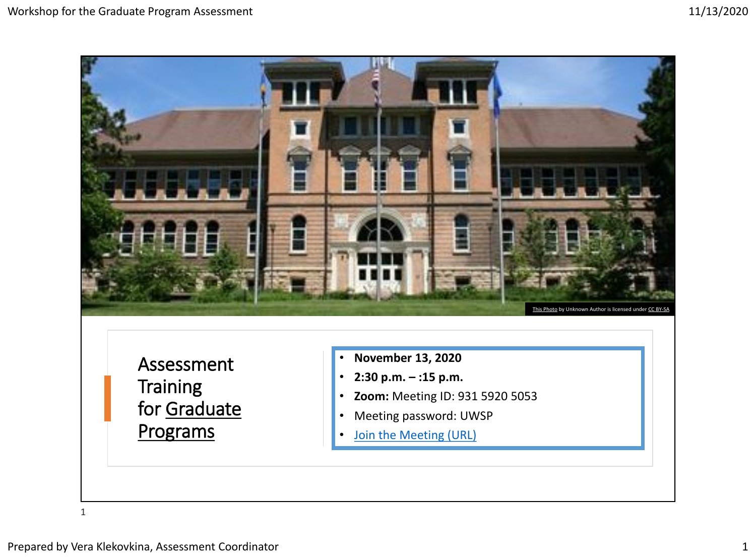This Photo by Unknown Author is licensed under CC BY-SA

# Assessment Training for Graduate Programs

- **November 13, 2020**
- **2:30 p.m. – :15 p.m.**
- **Zoom:** Meeting ID: 931 5920 5053
- Meeting password: UWSP
- Join the Meeting (URL)

Prepared by Vera Klekovkina, Assessment Coordinator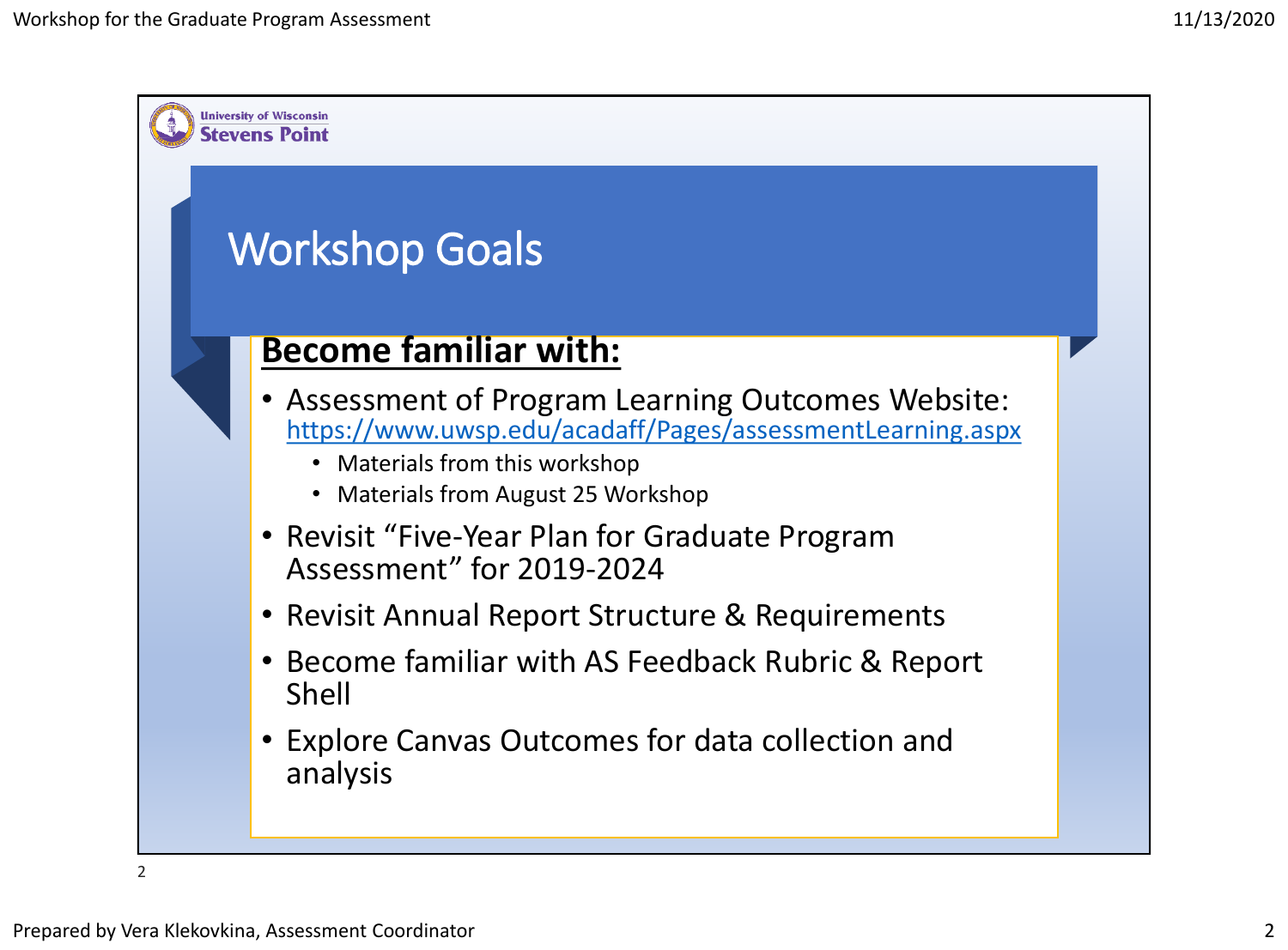# Workshop Goals

**Become familiar with:**

- Assessment of Program Learning Outcomes Website: https://www.uwsp.edu/acadaff/Pages/assessmentLearning.aspx
  - Materials from this workshop
  - Materials from August 25 Workshop
- Revisit "Five-Year Plan for Graduate Program Assessment" for 2019-2024
- Revisit Annual Report Structure & Requirements
- Become familiar with AS Feedback Rubric & Report Shell
- Explore Canvas Outcomes for data collection and analysis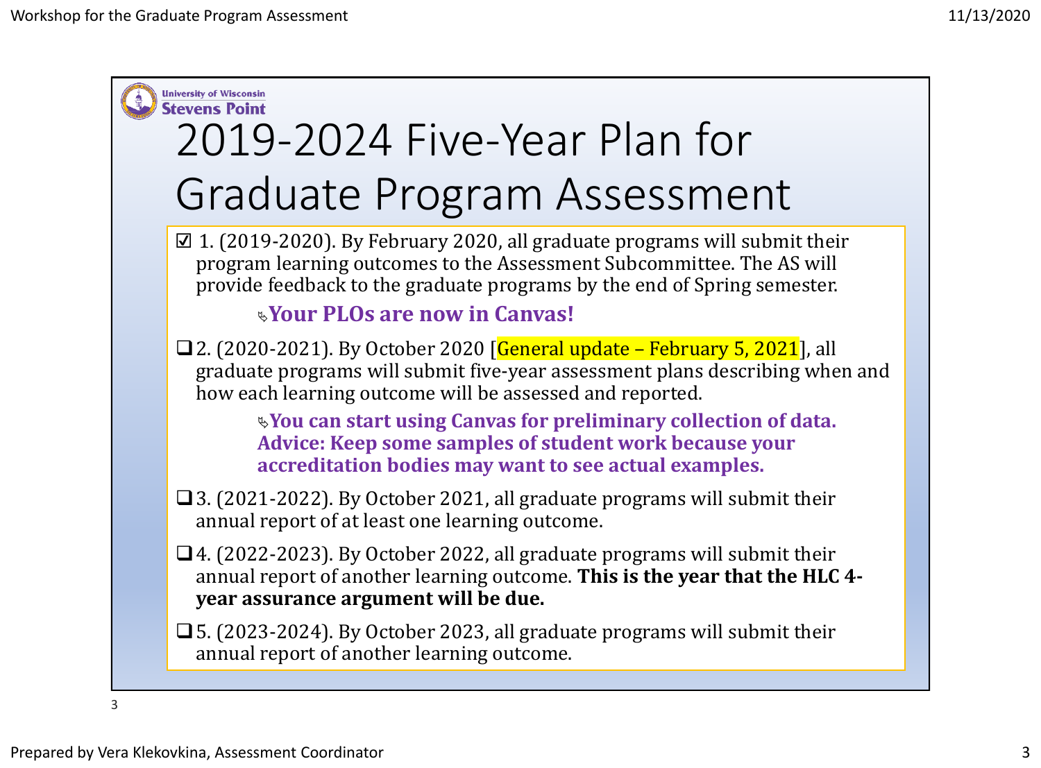University of Wisconsin
Stevens Point

# 2019-2024 Five-Year Plan for Graduate Program Assessment

- ☑ 1. (2019-2020). By February 2020, all graduate programs will submit their program learning outcomes to the Assessment Subcommittee. The AS will provide feedback to the graduate programs by the end of Spring semester.

  **Your PLOs are now in Canvas!**

- ❑ 2. (2020-2021). By October 2020 [General update – February 5, 2021], all graduate programs will submit five-year assessment plans describing when and how each learning outcome will be assessed and reported.

  **You can start using Canvas for preliminary collection of data. Advice: Keep some samples of student work because your accreditation bodies may want to see actual examples.**

- ❑ 3. (2021-2022). By October 2021, all graduate programs will submit their annual report of at least one learning outcome.

- ❑ 4. (2022-2023). By October 2022, all graduate programs will submit their annual report of another learning outcome. **This is the year that the HLC 4-year assurance argument will be due.**

- ❑ 5. (2023-2024). By October 2023, all graduate programs will submit their annual report of another learning outcome.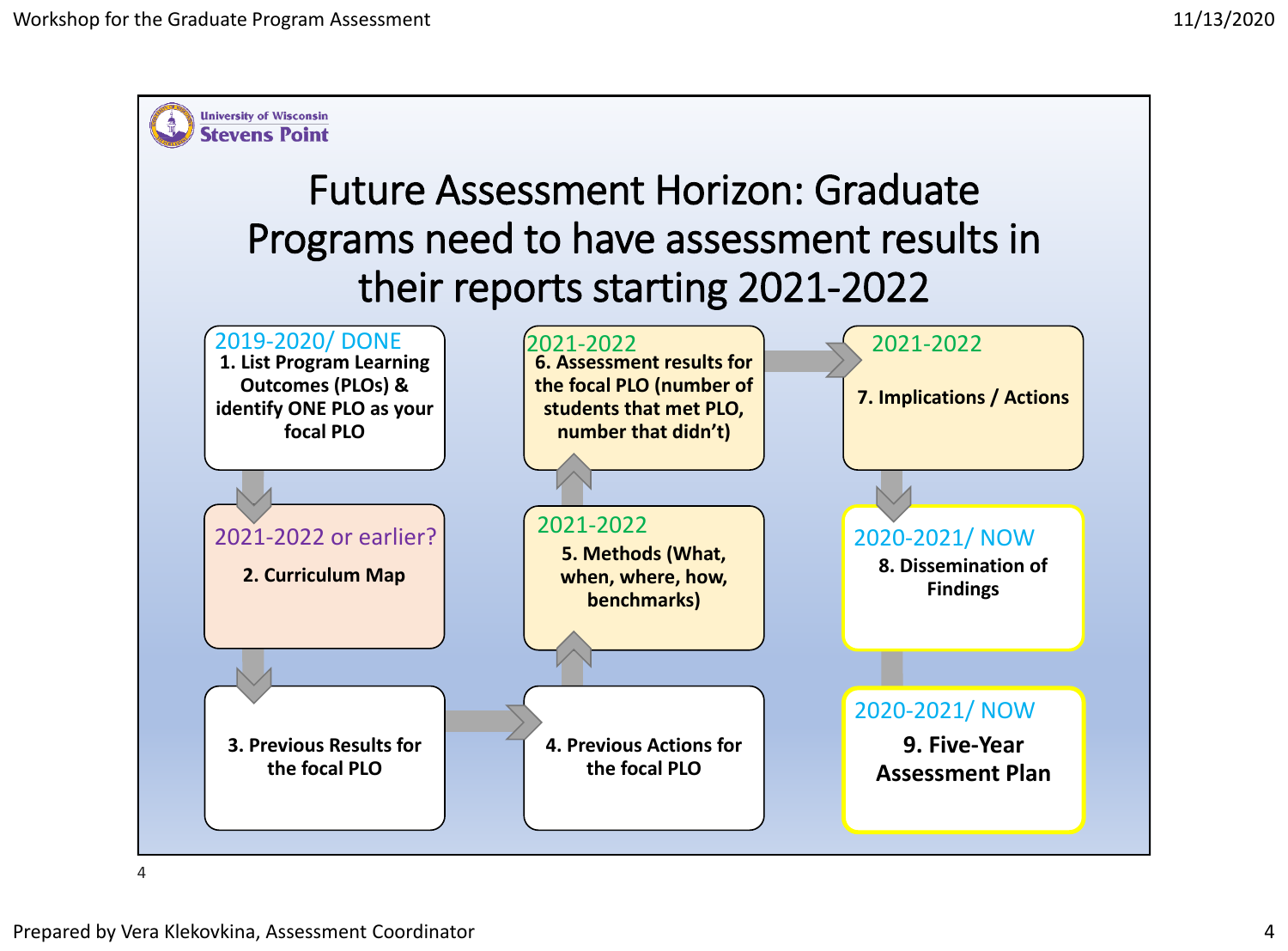University of Wisconsin Stevens Point

# Future Assessment Horizon: Graduate Programs need to have assessment results in their reports starting 2021-2022

**2019-2020/ DONE**
**1. List Program Learning Outcomes (PLOs) & identify ONE PLO as your focal PLO**

**2021-2022 or earlier?**
**2. Curriculum Map**

**3. Previous Results for the focal PLO**

**4. Previous Actions for the focal PLO**

**2021-2022**
**5. Methods (What, when, where, how, benchmarks)**

**2021-2022**
**6. Assessment results for the focal PLO (number of students that met PLO, number that didn't)**

**2021-2022**
**7. Implications / Actions**

**2020-2021/ NOW**
**8. Dissemination of Findings**

**2020-2021/ NOW**
**9. Five-Year Assessment Plan**

Prepared by Vera Klekovkina, Assessment Coordinator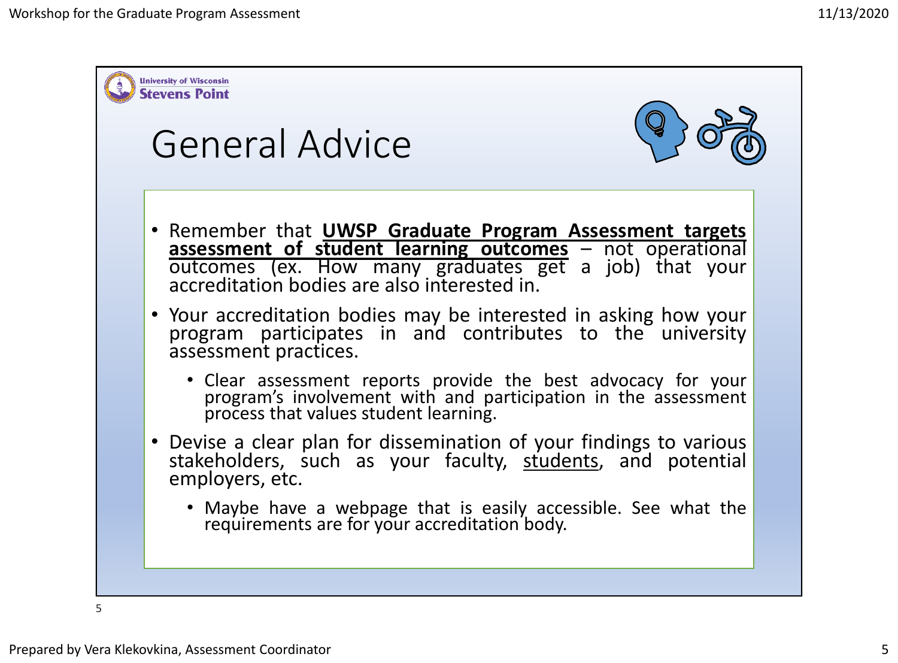## General Advice

- Remember that **<u>UWSP Graduate Program Assessment targets assessment of student learning outcomes</u>** – not operational outcomes (ex. How many graduates get a job) that your accreditation bodies are also interested in.
- Your accreditation bodies may be interested in asking how your program participates in and contributes to the university assessment practices.
  - Clear assessment reports provide the best advocacy for your program's involvement with and participation in the assessment process that values student learning.
- Devise a clear plan for dissemination of your findings to various stakeholders, such as your faculty, <u>students</u>, and potential employers, etc.
  - Maybe have a webpage that is easily accessible. See what the requirements are for your accreditation body.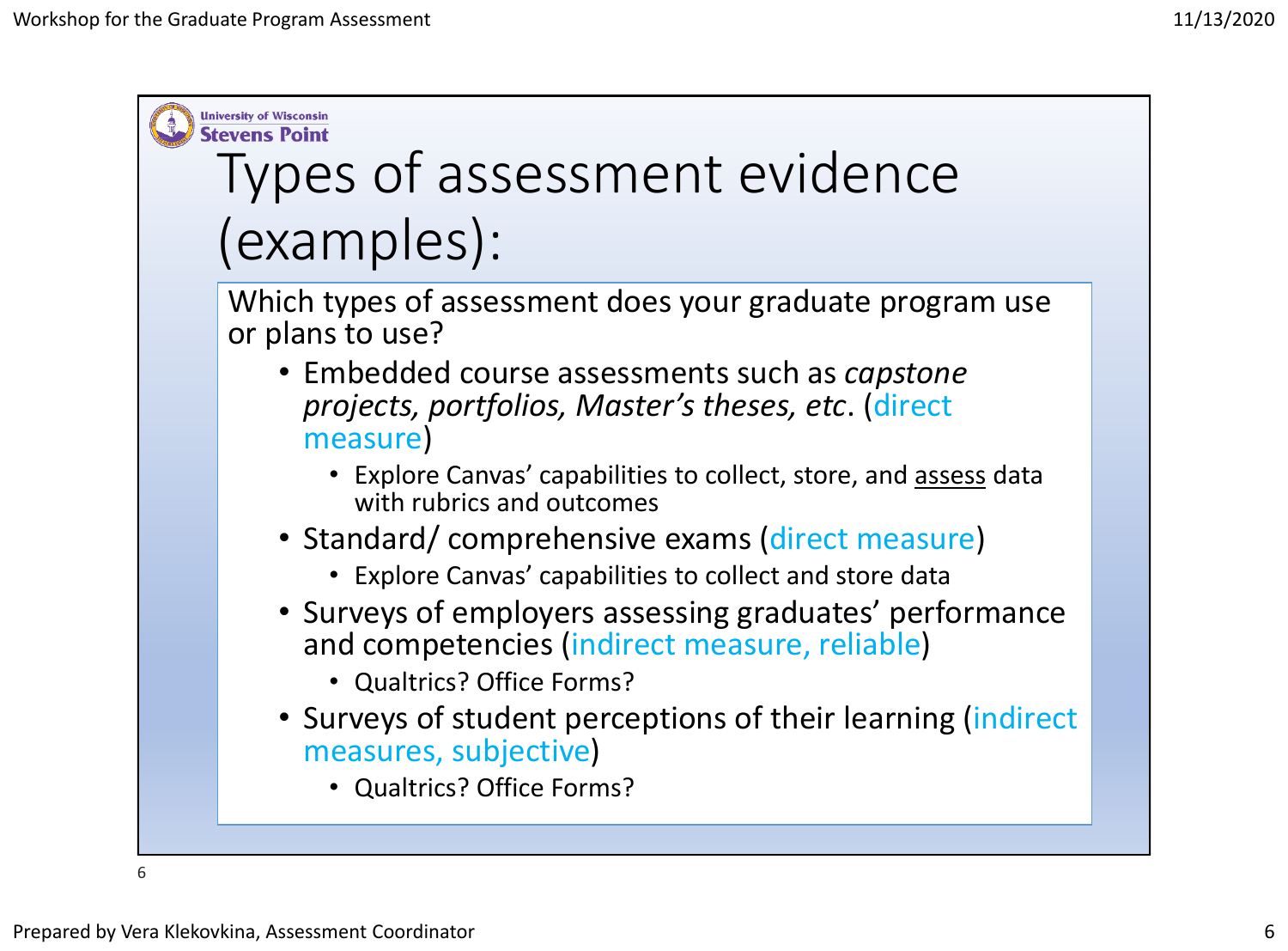University of Wisconsin Stevens Point

# Types of assessment evidence (examples):

Which types of assessment does your graduate program use or plans to use?

- Embedded course assessments such as *capstone projects, portfolios, Master's theses, etc*. (direct measure)
  - Explore Canvas' capabilities to collect, store, and assess data with rubrics and outcomes
- Standard/ comprehensive exams (direct measure)
  - Explore Canvas' capabilities to collect and store data
- Surveys of employers assessing graduates' performance and competencies (indirect measure, reliable)
  - Qualtrics? Office Forms?
- Surveys of student perceptions of their learning (indirect measures, subjective)
  - Qualtrics? Office Forms?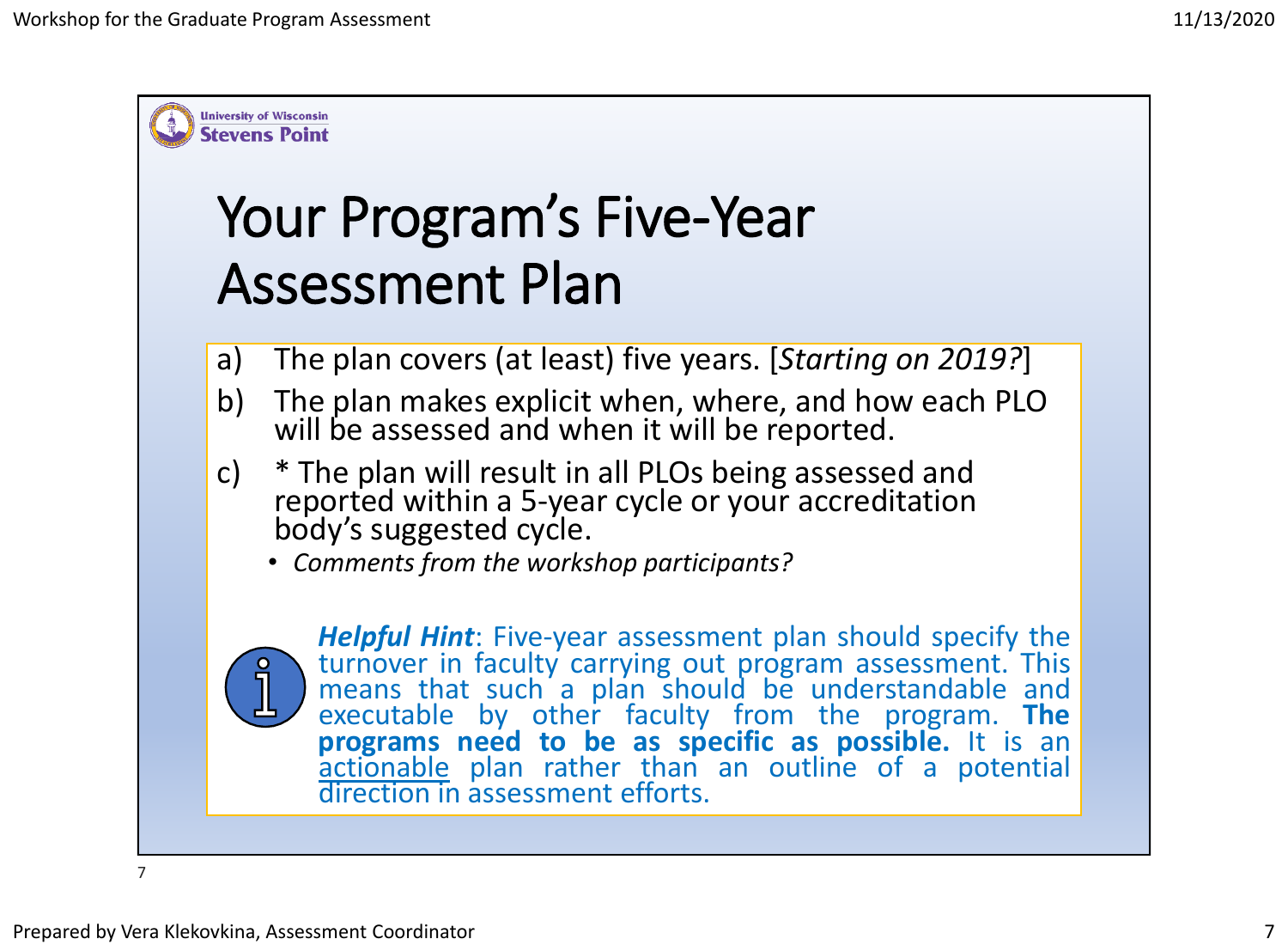# Your Program's Five-Year Assessment Plan

a) The plan covers (at least) five years. [*Starting on 2019?*]

b) The plan makes explicit when, where, and how each PLO will be assessed and when it will be reported.

c) * The plan will result in all PLOs being assessed and reported within a 5-year cycle or your accreditation body's suggested cycle.

- *Comments from the workshop participants?*

***Helpful Hint***: Five-year assessment plan should specify the turnover in faculty carrying out program assessment. This means that such a plan should be understandable and executable by other faculty from the program. **The programs need to be as specific as possible.** It is an actionable plan rather than an outline of a potential direction in assessment efforts.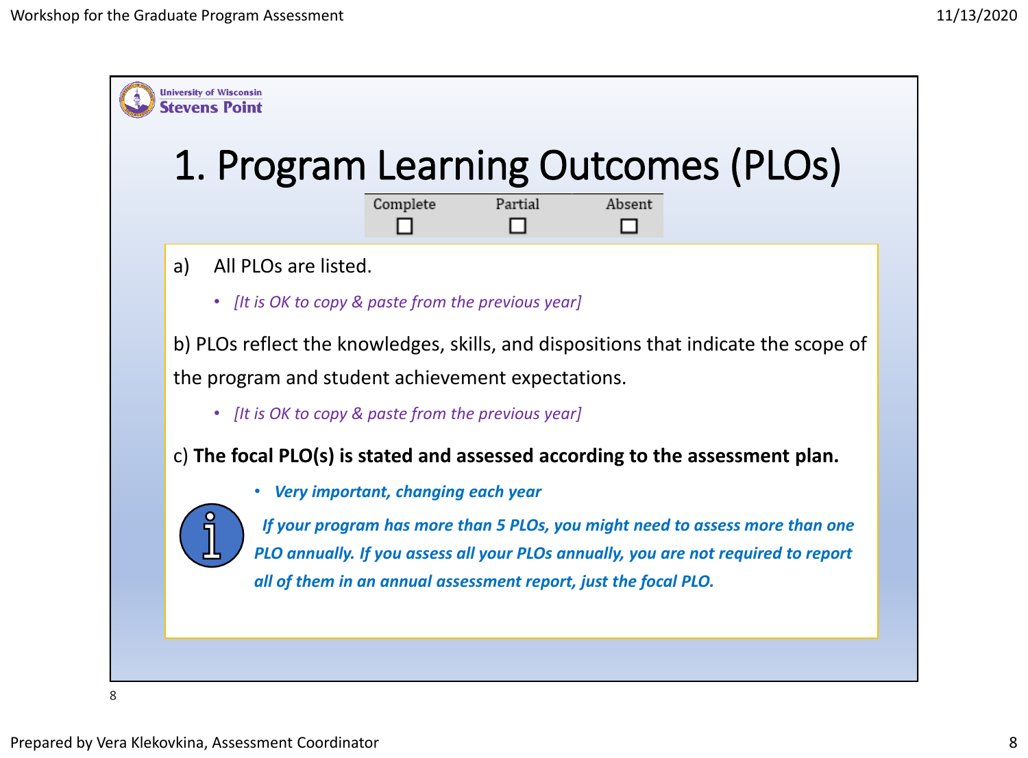University of Wisconsin
Stevens Point

# 1. Program Learning Outcomes (PLOs)

| Complete | Partial | Absent |
|---|---|---|
| ☐ | ☐ | ☐ |

a) All PLOs are listed.

- *[It is OK to copy & paste from the previous year]*

b) PLOs reflect the knowledges, skills, and dispositions that indicate the scope of the program and student achievement expectations.

- *[It is OK to copy & paste from the previous year]*

c) **The focal PLO(s) is stated and assessed according to the assessment plan.**

- ***Very important, changing each year***

***If your program has more than 5 PLOs, you might need to assess more than one PLO annually. If you assess all your PLOs annually, you are not required to report all of them in an annual assessment report, just the focal PLO.***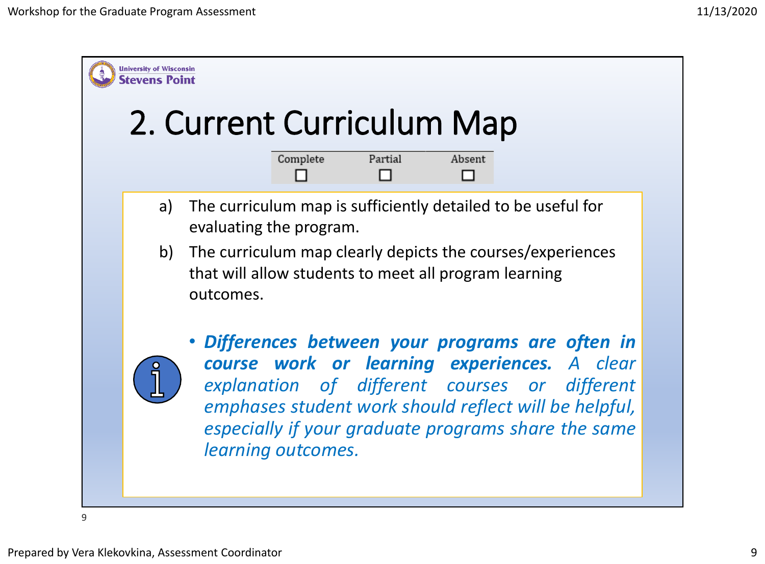University of Wisconsin Stevens Point

# 2. Current Curriculum Map

| Complete | Partial | Absent |
|---|---|---|
| ☐ | ☐ | ☐ |

a) The curriculum map is sufficiently detailed to be useful for evaluating the program.

b) The curriculum map clearly depicts the courses/experiences that will allow students to meet all program learning outcomes.

- ***Differences between your programs are often in course work or learning experiences.*** *A clear explanation of different courses or different emphases student work should reflect will be helpful, especially if your graduate programs share the same learning outcomes.*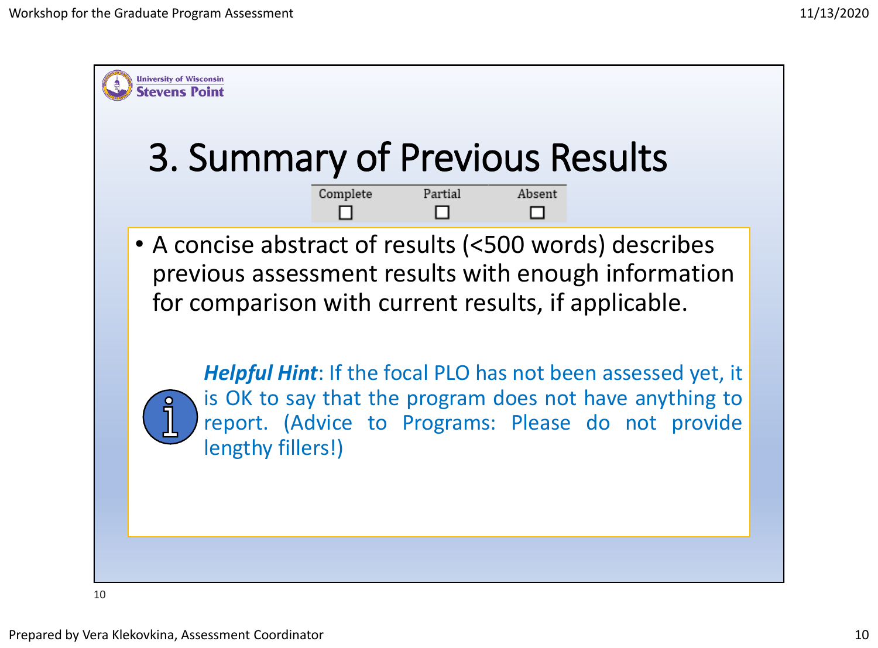University of Wisconsin Stevens Point

# 3. Summary of Previous Results

| Complete | Partial | Absent |
|---|---|---|
| ☐ | ☐ | ☐ |

- A concise abstract of results (<500 words) describes previous assessment results with enough information for comparison with current results, if applicable.

***Helpful Hint***: If the focal PLO has not been assessed yet, it is OK to say that the program does not have anything to report. (Advice to Programs: Please do not provide lengthy fillers!)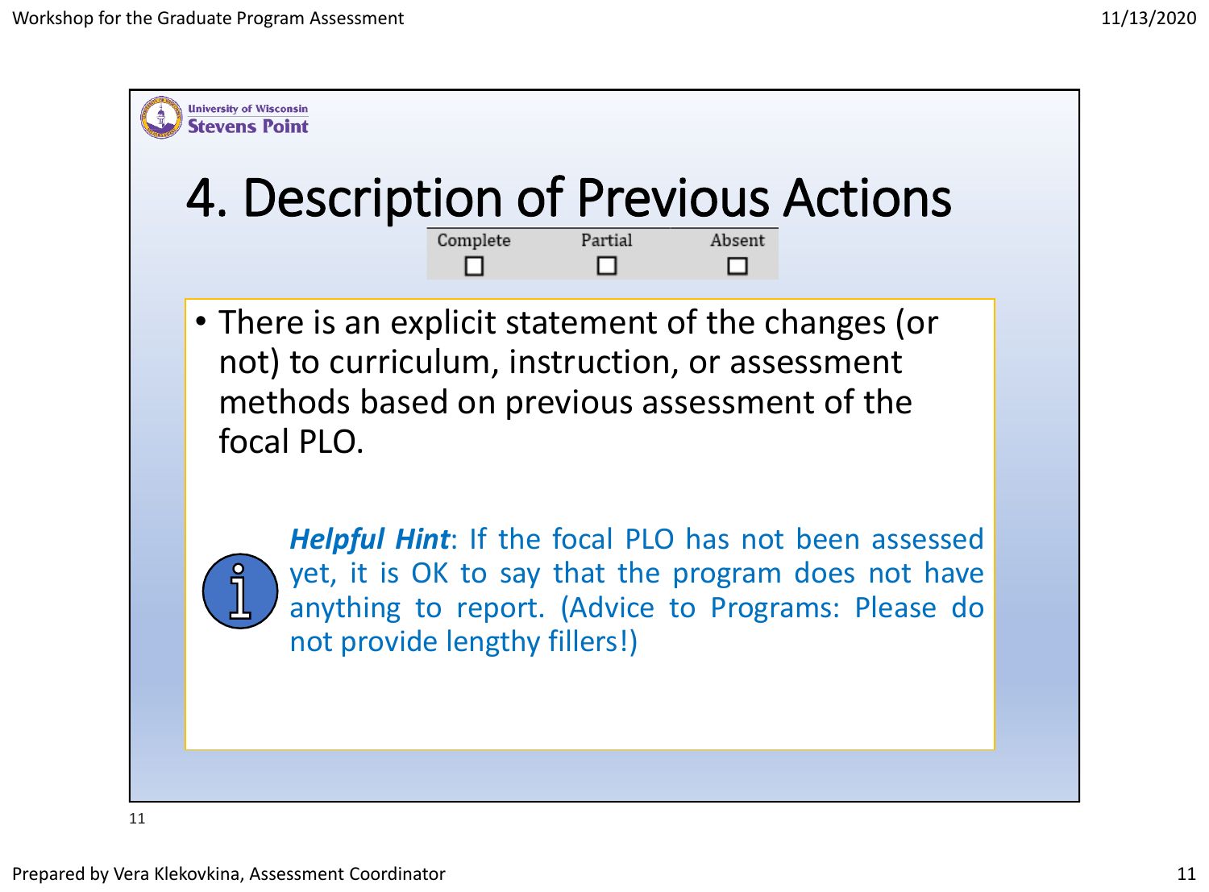University of Wisconsin
Stevens Point

# 4. Description of Previous Actions

| Complete | Partial | Absent |
|---|---|---|
| ☐ | ☐ | ☐ |

- There is an explicit statement of the changes (or not) to curriculum, instruction, or assessment methods based on previous assessment of the focal PLO.

***Helpful Hint***: If the focal PLO has not been assessed yet, it is OK to say that the program does not have anything to report. (Advice to Programs: Please do not provide lengthy fillers!)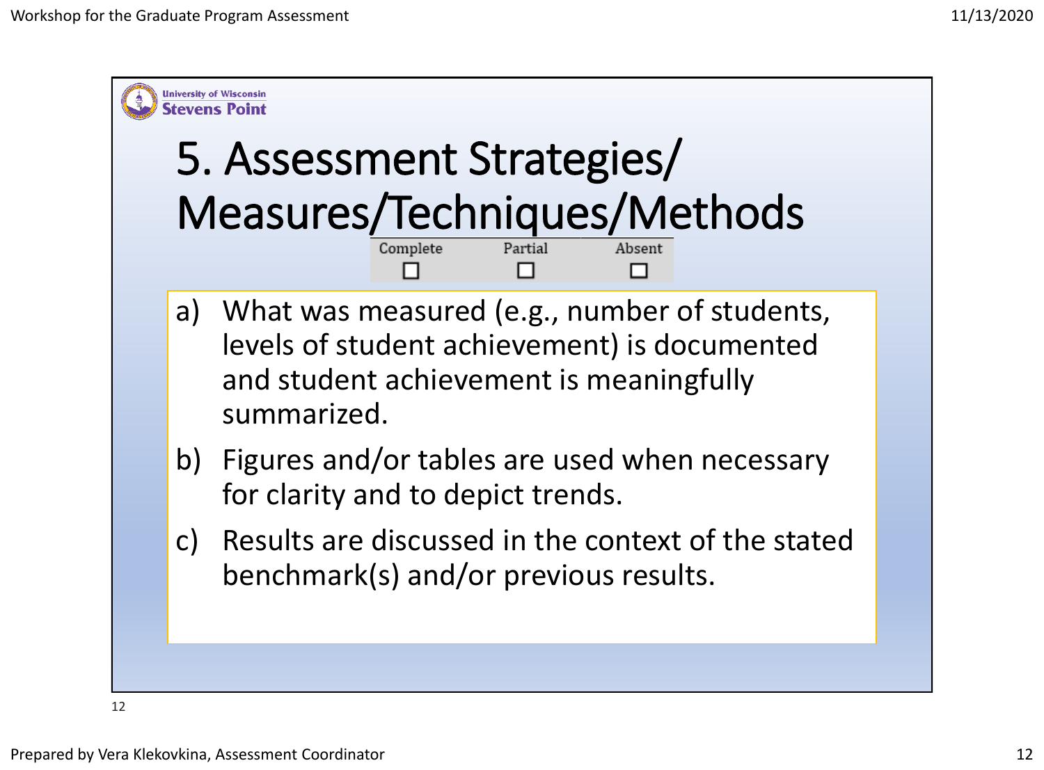University of Wisconsin
Stevens Point

# 5. Assessment Strategies/ Measures/Techniques/Methods

| Complete | Partial | Absent |
|---|---|---|
| ☐ | ☐ | ☐ |

a) What was measured (e.g., number of students, levels of student achievement) is documented and student achievement is meaningfully summarized.

b) Figures and/or tables are used when necessary for clarity and to depict trends.

c) Results are discussed in the context of the stated benchmark(s) and/or previous results.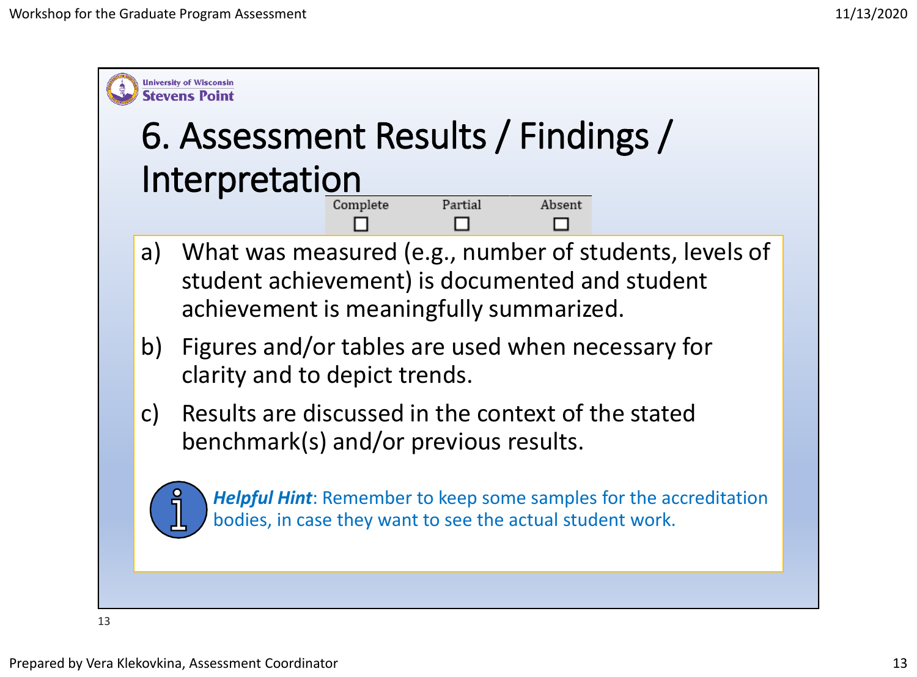University of Wisconsin
Stevens Point

# 6. Assessment Results / Findings / Interpretation

| Complete | Partial | Absent |
|---|---|---|
| ☐ | ☐ | ☐ |

a) What was measured (e.g., number of students, levels of student achievement) is documented and student achievement is meaningfully summarized.

b) Figures and/or tables are used when necessary for clarity and to depict trends.

c) Results are discussed in the context of the stated benchmark(s) and/or previous results.

***Helpful Hint***: Remember to keep some samples for the accreditation bodies, in case they want to see the actual student work.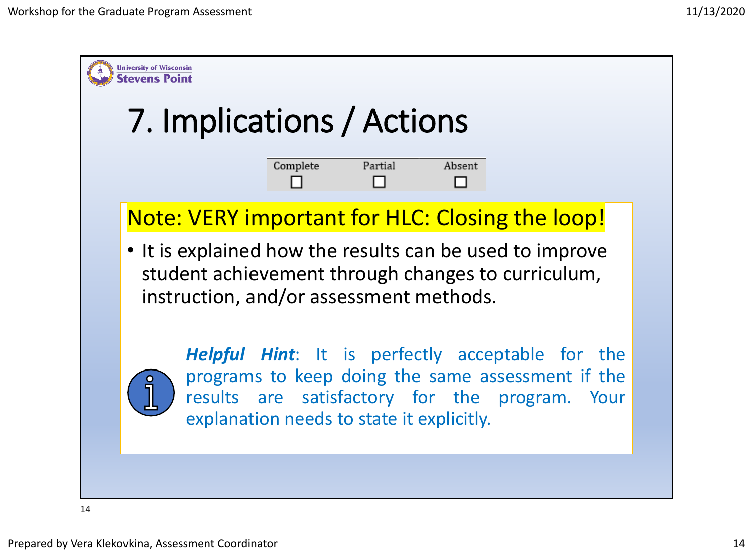# 7. Implications / Actions

| Complete | Partial | Absent |
|---|---|---|
| ☐ | ☐ | ☐ |

Note: VERY important for HLC: Closing the loop!

- It is explained how the results can be used to improve student achievement through changes to curriculum, instruction, and/or assessment methods.

***Helpful Hint***: It is perfectly acceptable for the programs to keep doing the same assessment if the results are satisfactory for the program. Your explanation needs to state it explicitly.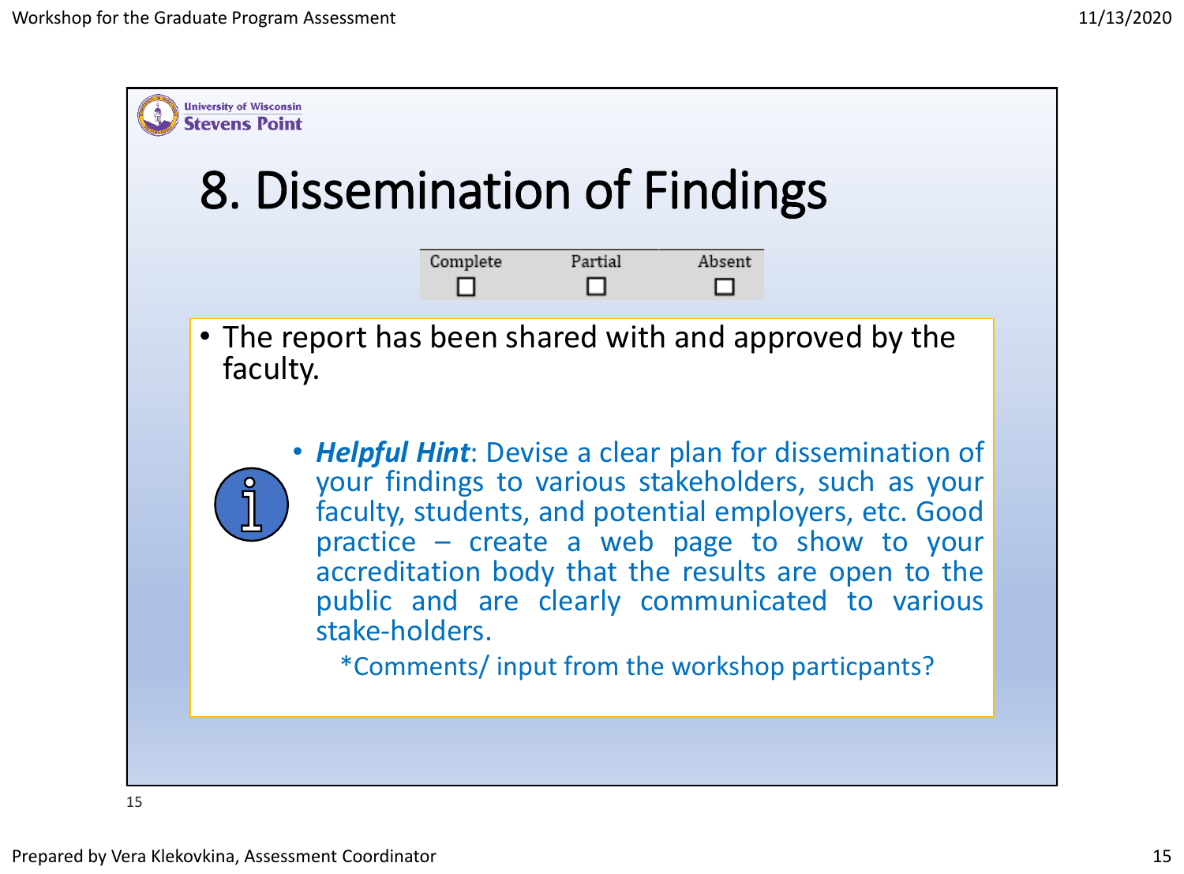University of Wisconsin Stevens Point

# 8. Dissemination of Findings

| Complete | Partial | Absent |
| --- | --- | --- |
| ☐ | ☐ | ☐ |

- The report has been shared with and approved by the faculty.

- ***Helpful Hint***: Devise a clear plan for dissemination of your findings to various stakeholders, such as your faculty, students, and potential employers, etc. Good practice – create a web page to show to your accreditation body that the results are open to the public and are clearly communicated to various stake-holders.

  *Comments/ input from the workshop particpants?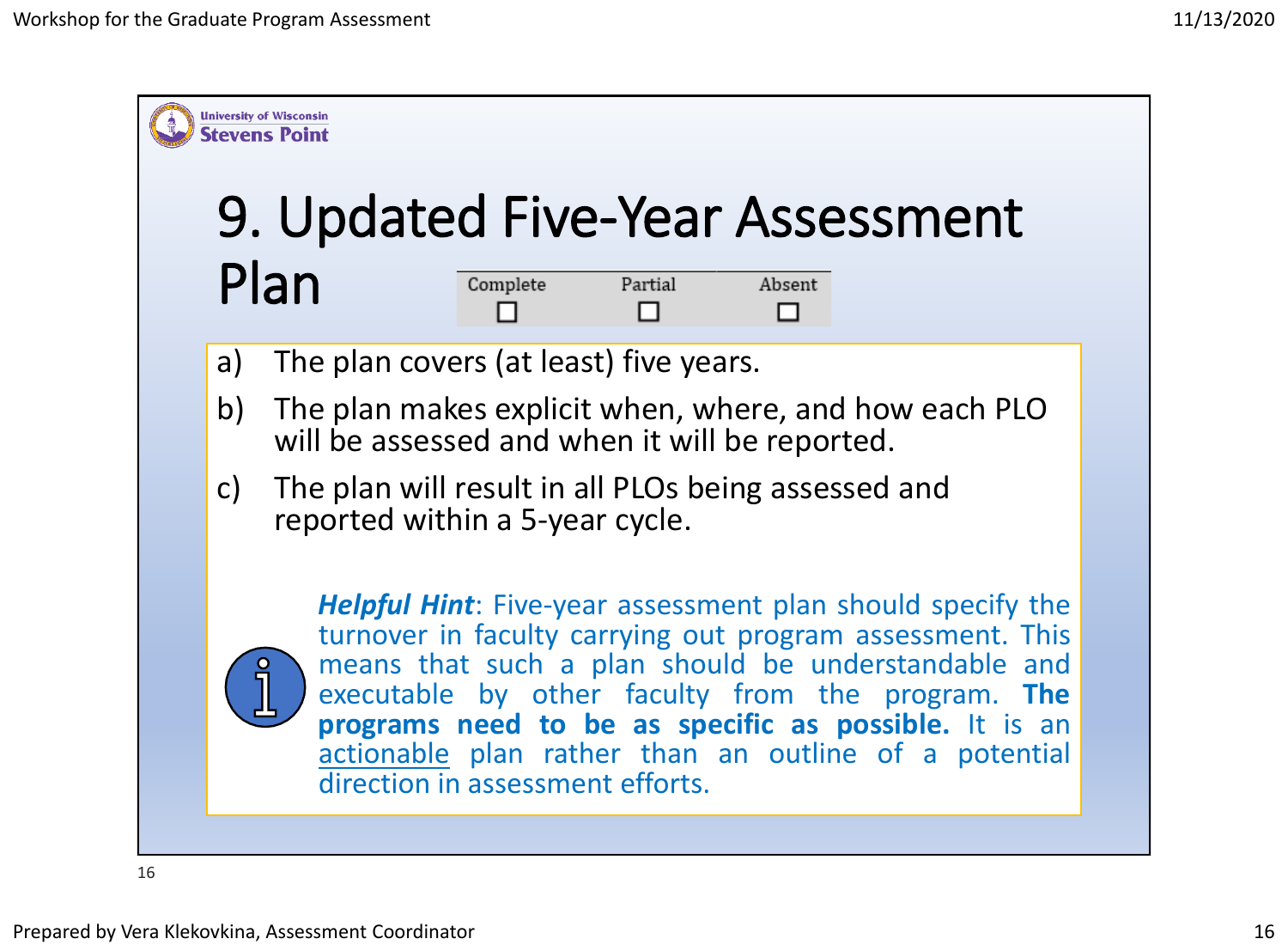University of Wisconsin Stevens Point

# 9. Updated Five-Year Assessment Plan

| Complete | Partial | Absent |
| --- | --- | --- |
| ☐ | ☐ | ☐ |

a) The plan covers (at least) five years.

b) The plan makes explicit when, where, and how each PLO will be assessed and when it will be reported.

c) The plan will result in all PLOs being assessed and reported within a 5-year cycle.

***Helpful Hint***: Five-year assessment plan should specify the turnover in faculty carrying out program assessment. This means that such a plan should be understandable and executable by other faculty from the program. **The programs need to be as specific as possible.** It is an actionable plan rather than an outline of a potential direction in assessment efforts.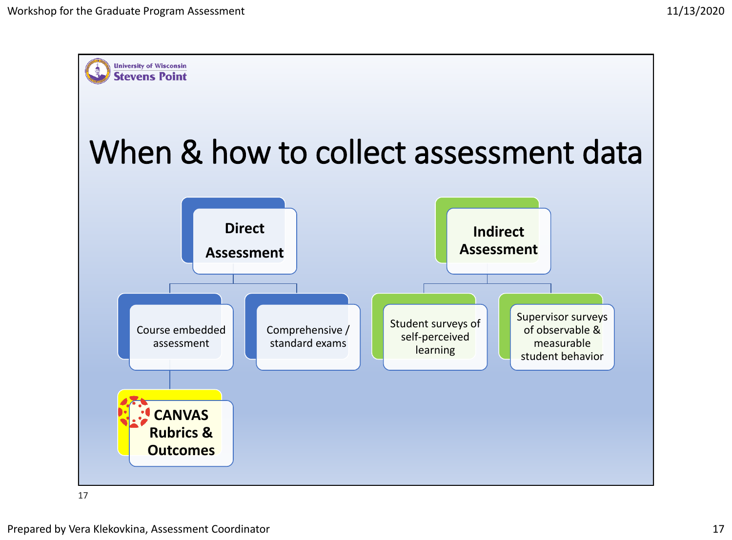# When & how to collect assessment data

- **Direct Assessment**
  - Course embedded assessment
    - **CANVAS Rubrics & Outcomes**
  - Comprehensive / standard exams
- **Indirect Assessment**
  - Student surveys of self-perceived learning
  - Supervisor surveys of observable & measurable student behavior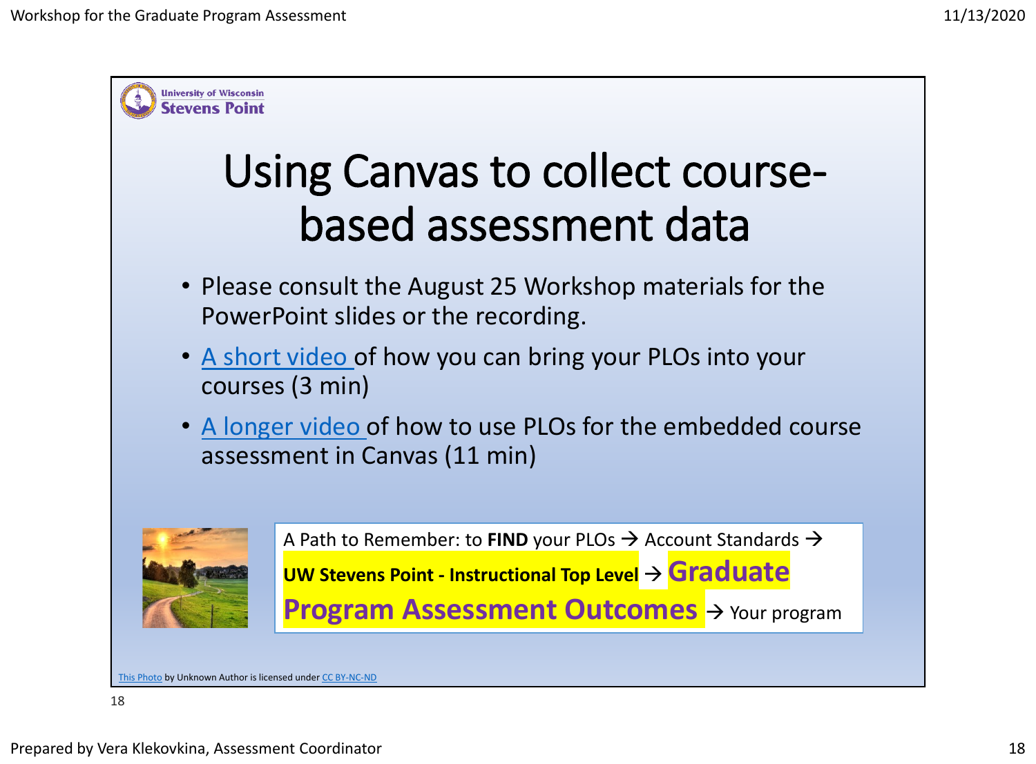# Using Canvas to collect course-based assessment data

- Please consult the August 25 Workshop materials for the PowerPoint slides or the recording.
- A short video of how you can bring your PLOs into your courses (3 min)
- A longer video of how to use PLOs for the embedded course assessment in Canvas (11 min)

A Path to Remember: to **FIND** your PLOs → Account Standards → **UW Stevens Point - Instructional Top Level** → **Graduate Program Assessment Outcomes** → Your program

This Photo by Unknown Author is licensed under CC BY-NC-ND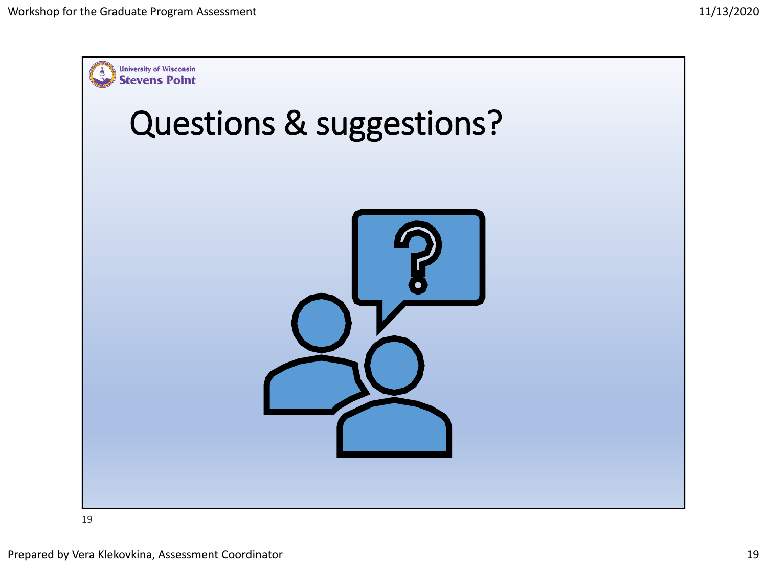University of Wisconsin
Stevens Point

# Questions & suggestions?